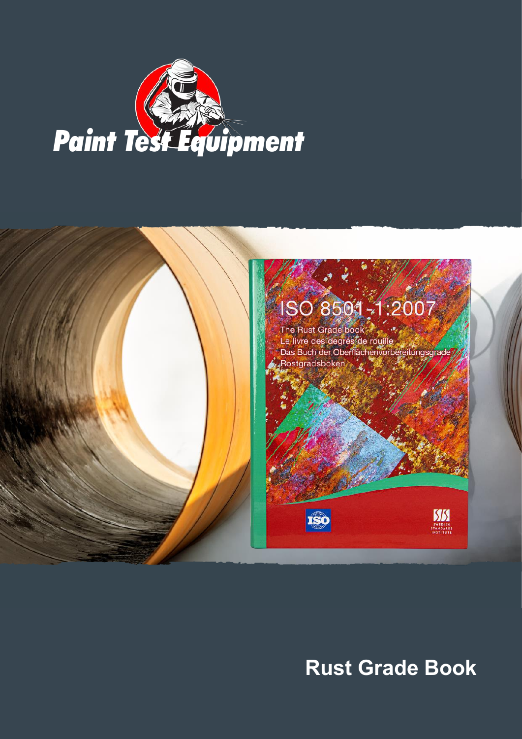Paint Test Equipment

ISO 8501-1:2007

The Rust Grade book

Le livre des degrés de rouille

Das Buch der Oberflächenvorbereitungsgrade

Rostgradsboken

# Rust Grade Book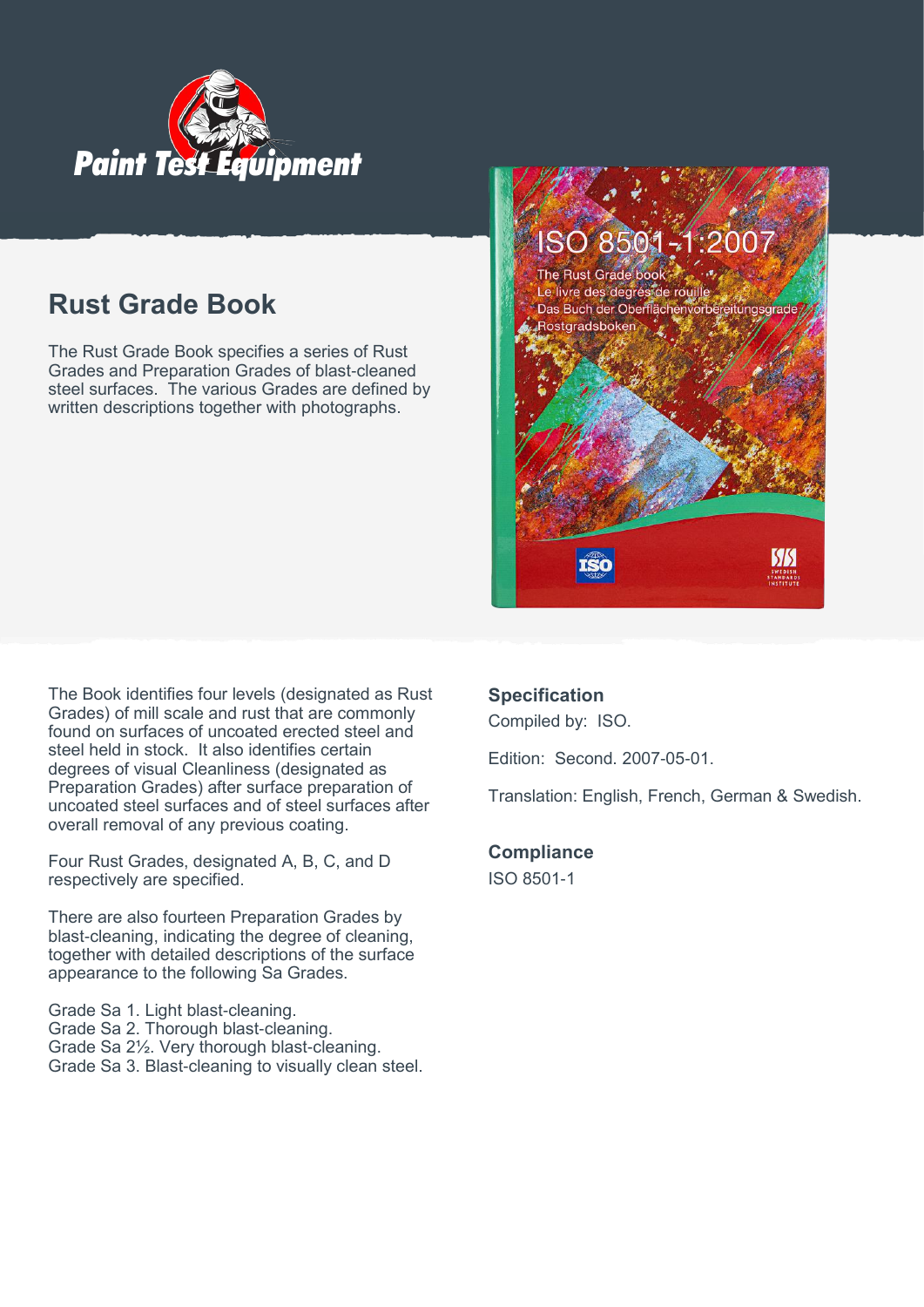# Rust Grade Book

The Rust Grade Book specifies a series of Rust Grades and Preparation Grades of blast-cleaned steel surfaces. The various Grades are defined by written descriptions together with photographs.

The Book identifies four levels (designated as Rust Grades) of mill scale and rust that are commonly found on surfaces of uncoated erected steel and steel held in stock. It also identifies certain degrees of visual Cleanliness (designated as Preparation Grades) after surface preparation of uncoated steel surfaces and of steel surfaces after overall removal of any previous coating.

Four Rust Grades, designated A, B, C, and D respectively are specified.

There are also fourteen Preparation Grades by blast-cleaning, indicating the degree of cleaning, together with detailed descriptions of the surface appearance to the following Sa Grades.

Grade Sa 1. Light blast-cleaning.
Grade Sa 2. Thorough blast-cleaning.
Grade Sa 2½. Very thorough blast-cleaning.
Grade Sa 3. Blast-cleaning to visually clean steel.

### Specification

Compiled by: ISO.

Edition: Second. 2007-05-01.

Translation: English, French, German & Swedish.

### Compliance

ISO 8501-1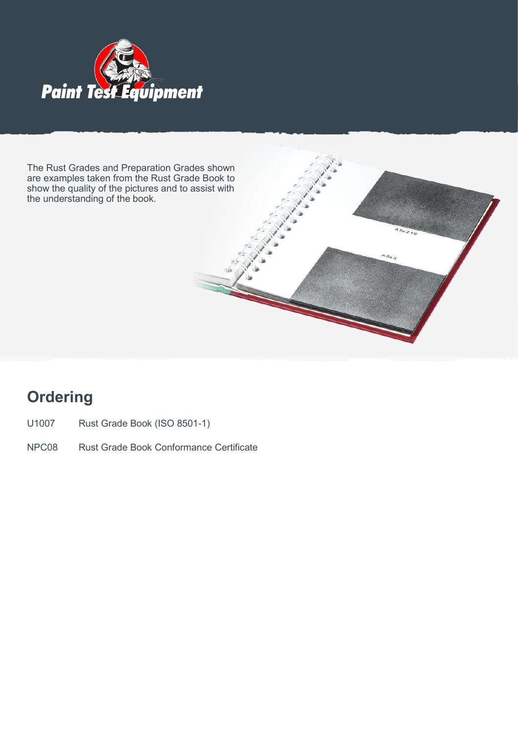The Rust Grades and Preparation Grades shown are examples taken from the Rust Grade Book to show the quality of the pictures and to assist with the understanding of the book.

## Ordering

U1007 Rust Grade Book (ISO 8501-1)

NPC08 Rust Grade Book Conformance Certificate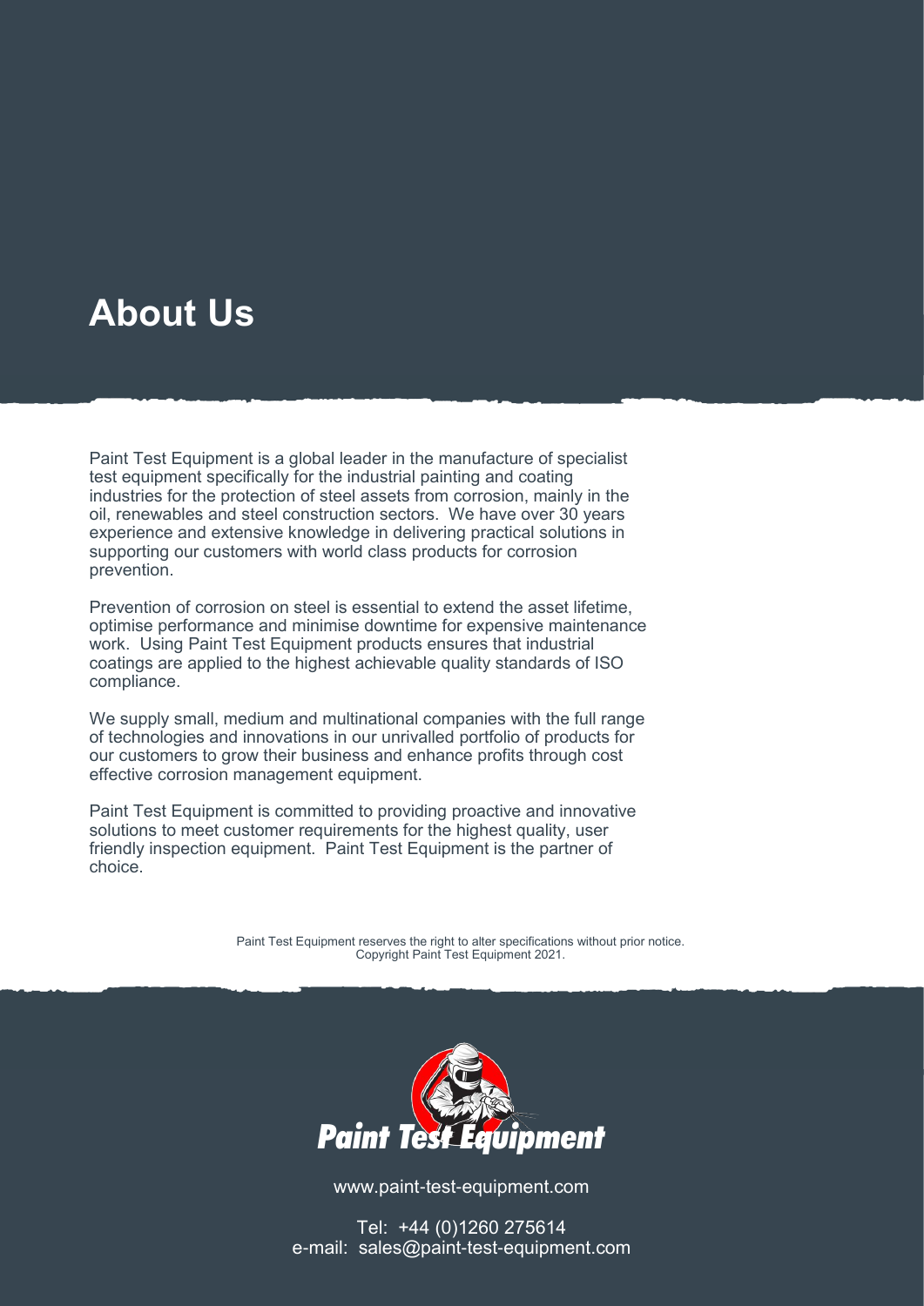# About Us

Paint Test Equipment is a global leader in the manufacture of specialist test equipment specifically for the industrial painting and coating industries for the protection of steel assets from corrosion, mainly in the oil, renewables and steel construction sectors. We have over 30 years experience and extensive knowledge in delivering practical solutions in supporting our customers with world class products for corrosion prevention.

Prevention of corrosion on steel is essential to extend the asset lifetime, optimise performance and minimise downtime for expensive maintenance work. Using Paint Test Equipment products ensures that industrial coatings are applied to the highest achievable quality standards of ISO compliance.

We supply small, medium and multinational companies with the full range of technologies and innovations in our unrivalled portfolio of products for our customers to grow their business and enhance profits through cost effective corrosion management equipment.

Paint Test Equipment is committed to providing proactive and innovative solutions to meet customer requirements for the highest quality, user friendly inspection equipment. Paint Test Equipment is the partner of choice.

Paint Test Equipment reserves the right to alter specifications without prior notice.
Copyright Paint Test Equipment 2021.

Paint Test Equipment

www.paint-test-equipment.com

Tel: +44 (0)1260 275614
e-mail: sales@paint-test-equipment.com